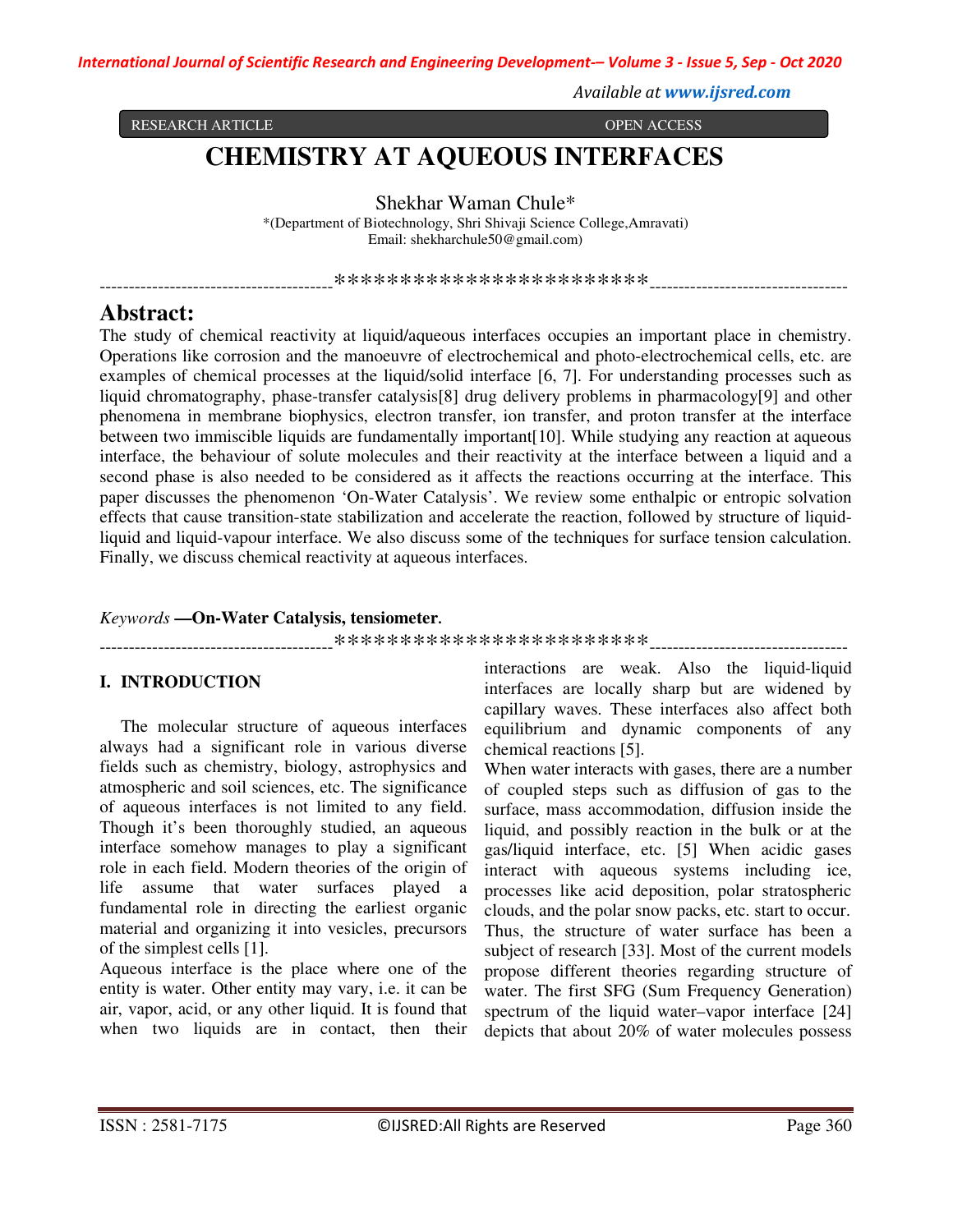RESEARCH ARTICLE OPEN ACCESS

# CHEMISTRY AT AQUEOUS INTERFACES

Shekhar Waman Chule*

*(Department of Biotechnology, Shri Shivaji Science College,Amravati)
Email: shekharchule50@gmail.com)

----------------------------------------************************----------------------------------

## Abstract:

The study of chemical reactivity at liquid/aqueous interfaces occupies an important place in chemistry. Operations like corrosion and the manoeuvre of electrochemical and photo-electrochemical cells, etc. are examples of chemical processes at the liquid/solid interface [6, 7]. For understanding processes such as liquid chromatography, phase-transfer catalysis[8] drug delivery problems in pharmacology[9] and other phenomena in membrane biophysics, electron transfer, ion transfer, and proton transfer at the interface between two immiscible liquids are fundamentally important[10]. While studying any reaction at aqueous interface, the behaviour of solute molecules and their reactivity at the interface between a liquid and a second phase is also needed to be considered as it affects the reactions occurring at the interface. This paper discusses the phenomenon 'On-Water Catalysis'. We review some enthalpic or entropic solvation effects that cause transition-state stabilization and accelerate the reaction, followed by structure of liquid-liquid and liquid-vapour interface. We also discuss some of the techniques for surface tension calculation. Finally, we discuss chemical reactivity at aqueous interfaces.

*Keywords* **—On-Water Catalysis, tensiometer.**

----------------------------------------************************----------------------------------

## I. INTRODUCTION

The molecular structure of aqueous interfaces always had a significant role in various diverse fields such as chemistry, biology, astrophysics and atmospheric and soil sciences, etc. The significance of aqueous interfaces is not limited to any field. Though it's been thoroughly studied, an aqueous interface somehow manages to play a significant role in each field. Modern theories of the origin of life assume that water surfaces played a fundamental role in directing the earliest organic material and organizing it into vesicles, precursors of the simplest cells [1].

Aqueous interface is the place where one of the entity is water. Other entity may vary, i.e. it can be air, vapor, acid, or any other liquid. It is found that when two liquids are in contact, then their interactions are weak. Also the liquid-liquid interfaces are locally sharp but are widened by capillary waves. These interfaces also affect both equilibrium and dynamic components of any chemical reactions [5].

When water interacts with gases, there are a number of coupled steps such as diffusion of gas to the surface, mass accommodation, diffusion inside the liquid, and possibly reaction in the bulk or at the gas/liquid interface, etc. [5] When acidic gases interact with aqueous systems including ice, processes like acid deposition, polar stratospheric clouds, and the polar snow packs, etc. start to occur. Thus, the structure of water surface has been a subject of research [33]. Most of the current models propose different theories regarding structure of water. The first SFG (Sum Frequency Generation) spectrum of the liquid water–vapor interface [24] depicts that about 20% of water molecules possess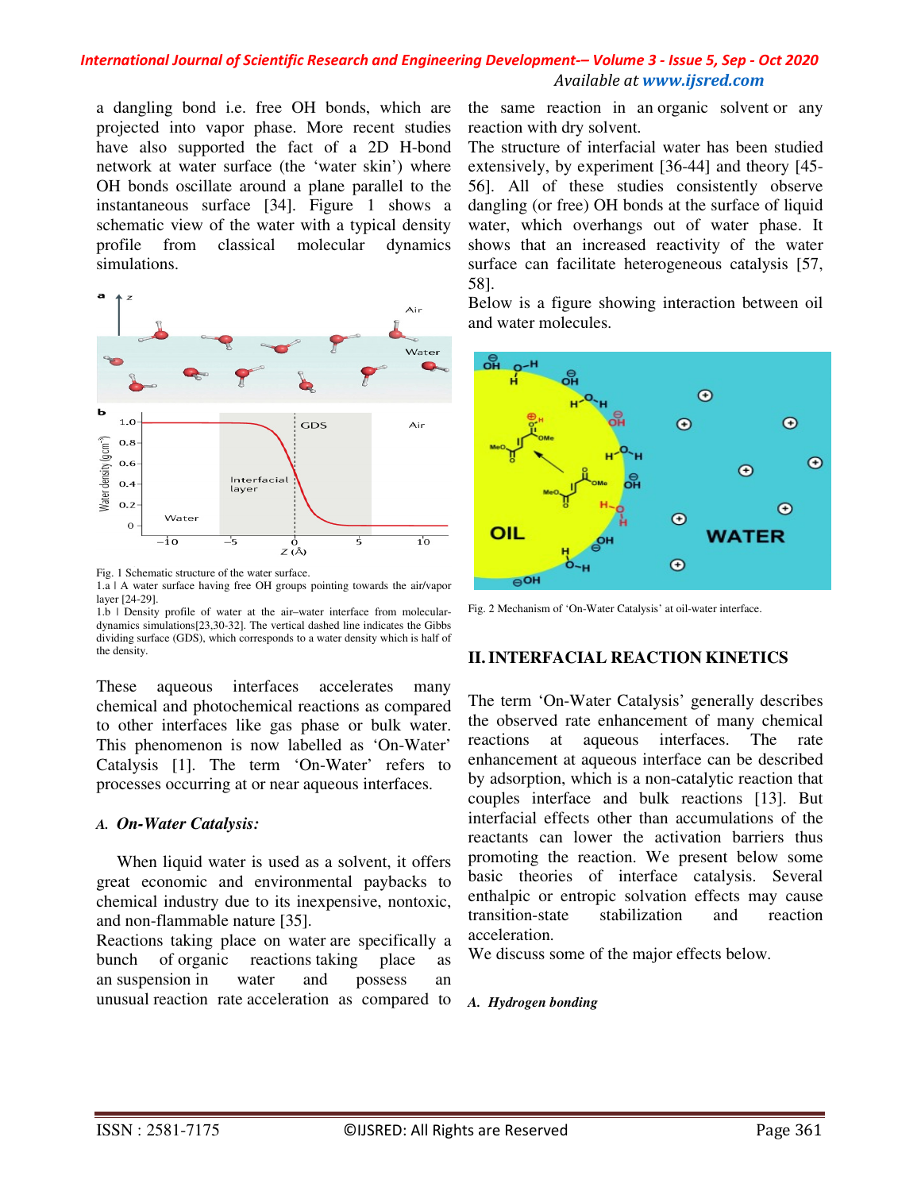a dangling bond i.e. free OH bonds, which are projected into vapor phase. More recent studies have also supported the fact of a 2D H-bond network at water surface (the 'water skin') where OH bonds oscillate around a plane parallel to the instantaneous surface [34]. Figure 1 shows a schematic view of the water with a typical density profile from classical molecular dynamics simulations.

Fig. 1 Schematic structure of the water surface.
1.a | A water surface having free OH groups pointing towards the air/vapor layer [24-29].
1.b | Density profile of water at the air–water interface from molecular-dynamics simulations[23,30-32]. The vertical dashed line indicates the Gibbs dividing surface (GDS), which corresponds to a water density which is half of the density.

These aqueous interfaces accelerates many chemical and photochemical reactions as compared to other interfaces like gas phase or bulk water. This phenomenon is now labelled as 'On-Water' Catalysis [1]. The term 'On-Water' refers to processes occurring at or near aqueous interfaces.

### *A. On-Water Catalysis:*

When liquid water is used as a solvent, it offers great economic and environmental paybacks to chemical industry due to its inexpensive, nontoxic, and non-flammable nature [35].

Reactions taking place on water are specifically a bunch of organic reactions taking place as an suspension in water and possess an unusual reaction rate acceleration as compared to the same reaction in an organic solvent or any reaction with dry solvent.

The structure of interfacial water has been studied extensively, by experiment [36-44] and theory [45-56]. All of these studies consistently observe dangling (or free) OH bonds at the surface of liquid water, which overhangs out of water phase. It shows that an increased reactivity of the water surface can facilitate heterogeneous catalysis [57, 58].

Below is a figure showing interaction between oil and water molecules.

Fig. 2 Mechanism of 'On-Water Catalysis' at oil-water interface.

## II. INTERFACIAL REACTION KINETICS

The term 'On-Water Catalysis' generally describes the observed rate enhancement of many chemical reactions at aqueous interfaces. The rate enhancement at aqueous interface can be described by adsorption, which is a non-catalytic reaction that couples interface and bulk reactions [13]. But interfacial effects other than accumulations of the reactants can lower the activation barriers thus promoting the reaction. We present below some basic theories of interface catalysis. Several enthalpic or entropic solvation effects may cause transition-state stabilization and reaction acceleration.

We discuss some of the major effects below.

### *A. Hydrogen bonding*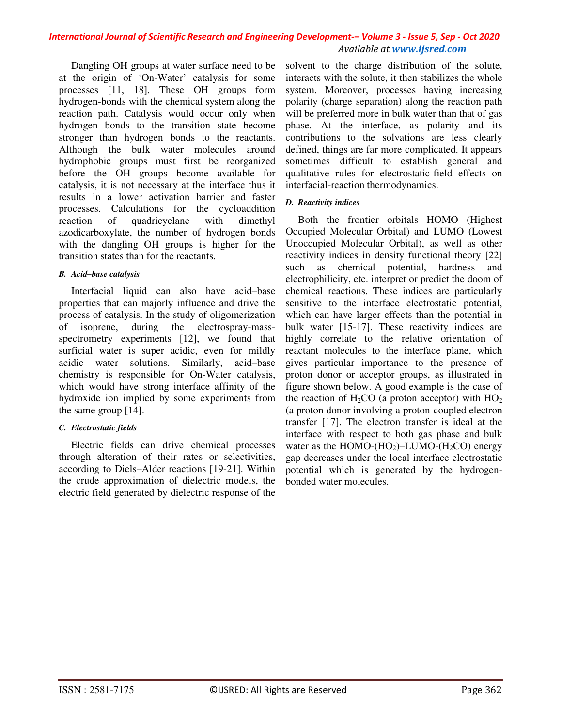Dangling OH groups at water surface need to be at the origin of 'On-Water' catalysis for some processes [11, 18]. These OH groups form hydrogen-bonds with the chemical system along the reaction path. Catalysis would occur only when hydrogen bonds to the transition state become stronger than hydrogen bonds to the reactants. Although the bulk water molecules around hydrophobic groups must first be reorganized before the OH groups become available for catalysis, it is not necessary at the interface thus it results in a lower activation barrier and faster processes. Calculations for the cycloaddition reaction of quadricyclane with dimethyl azodicarboxylate, the number of hydrogen bonds with the dangling OH groups is higher for the transition states than for the reactants.

### *B. Acid–base catalysis*

Interfacial liquid can also have acid–base properties that can majorly influence and drive the process of catalysis. In the study of oligomerization of isoprene, during the electrospray-mass-spectrometry experiments [12], we found that surficial water is super acidic, even for mildly acidic water solutions. Similarly, acid–base chemistry is responsible for On-Water catalysis, which would have strong interface affinity of the hydroxide ion implied by some experiments from the same group [14].

### *C. Electrostatic fields*

Electric fields can drive chemical processes through alteration of their rates or selectivities, according to Diels–Alder reactions [19-21]. Within the crude approximation of dielectric models, the electric field generated by dielectric response of the solvent to the charge distribution of the solute, interacts with the solute, it then stabilizes the whole system. Moreover, processes having increasing polarity (charge separation) along the reaction path will be preferred more in bulk water than that of gas phase. At the interface, as polarity and its contributions to the solvations are less clearly defined, things are far more complicated. It appears sometimes difficult to establish general and qualitative rules for electrostatic-field effects on interfacial-reaction thermodynamics.

### *D. Reactivity indices*

Both the frontier orbitals HOMO (Highest Occupied Molecular Orbital) and LUMO (Lowest Unoccupied Molecular Orbital), as well as other reactivity indices in density functional theory [22] such as chemical potential, hardness and electrophilicity, etc. interpret or predict the doom of chemical reactions. These indices are particularly sensitive to the interface electrostatic potential, which can have larger effects than the potential in bulk water [15-17]. These reactivity indices are highly correlate to the relative orientation of reactant molecules to the interface plane, which gives particular importance to the presence of proton donor or acceptor groups, as illustrated in figure shown below. A good example is the case of the reaction of $H_2CO$ (a proton acceptor) with $HO_2$ (a proton donor involving a proton-coupled electron transfer [17]. The electron transfer is ideal at the interface with respect to both gas phase and bulk water as the HOMO-($HO_2$)–LUMO-($H_2CO$) energy gap decreases under the local interface electrostatic potential which is generated by the hydrogen-bonded water molecules.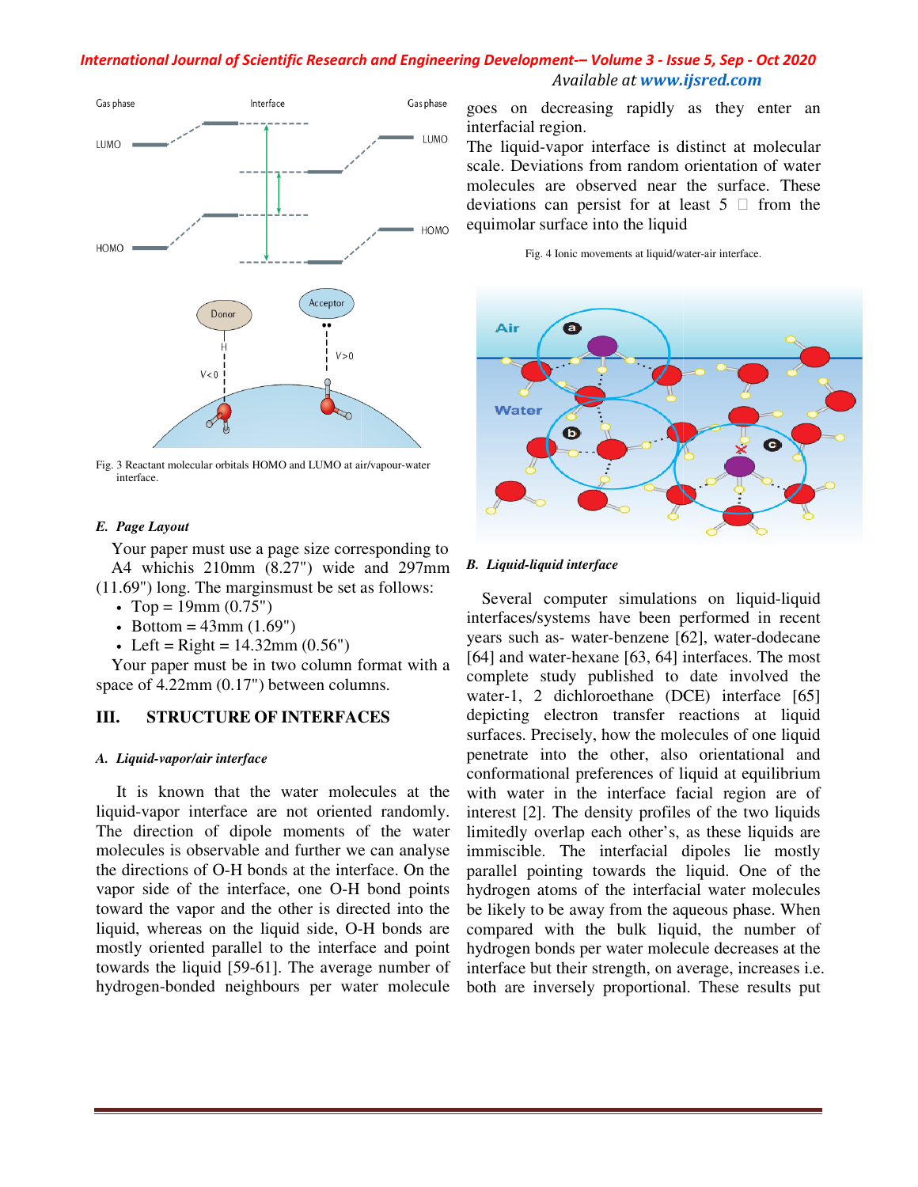Fig. 3 Reactant molecular orbitals HOMO and LUMO at air/vapour-water interface.

### E. Page Layout

Your paper must use a page size corresponding to A4 whichis 210mm (8.27") wide and 297mm (11.69") long. The marginsmust be set as follows:

- Top = 19mm (0.75")
- Bottom = 43mm (1.69")
- Left = Right = 14.32mm (0.56")

Your paper must be in two column format with a space of 4.22mm (0.17") between columns.

## III. STRUCTURE OF INTERFACES

### A. Liquid-vapor/air interface

It is known that the water molecules at the liquid-vapor interface are not oriented randomly. The direction of dipole moments of the water molecules is observable and further we can analyse the directions of O-H bonds at the interface. On the vapor side of the interface, one O-H bond points toward the vapor and the other is directed into the liquid, whereas on the liquid side, O-H bonds are mostly oriented parallel to the interface and point towards the liquid [59-61]. The average number of hydrogen-bonded neighbours per water molecule goes on decreasing rapidly as they enter an interfacial region.

The liquid-vapor interface is distinct at molecular scale. Deviations from random orientation of water molecules are observed near the surface. These deviations can persist for at least 5 □ from the equimolar surface into the liquid

Fig. 4 Ionic movements at liquid/water-air interface.

### B. Liquid-liquid interface

Several computer simulations on liquid-liquid interfaces/systems have been performed in recent years such as- water-benzene [62], water-dodecane [64] and water-hexane [63, 64] interfaces. The most complete study published to date involved the water-1, 2 dichloroethane (DCE) interface [65] depicting electron transfer reactions at liquid surfaces. Precisely, how the molecules of one liquid penetrate into the other, also orientational and conformational preferences of liquid at equilibrium with water in the interface facial region are of interest [2]. The density profiles of the two liquids limitedly overlap each other's, as these liquids are immiscible. The interfacial dipoles lie mostly parallel pointing towards the liquid. One of the hydrogen atoms of the interfacial water molecules be likely to be away from the aqueous phase. When compared with the bulk liquid, the number of hydrogen bonds per water molecule decreases at the interface but their strength, on average, increases i.e. both are inversely proportional. These results put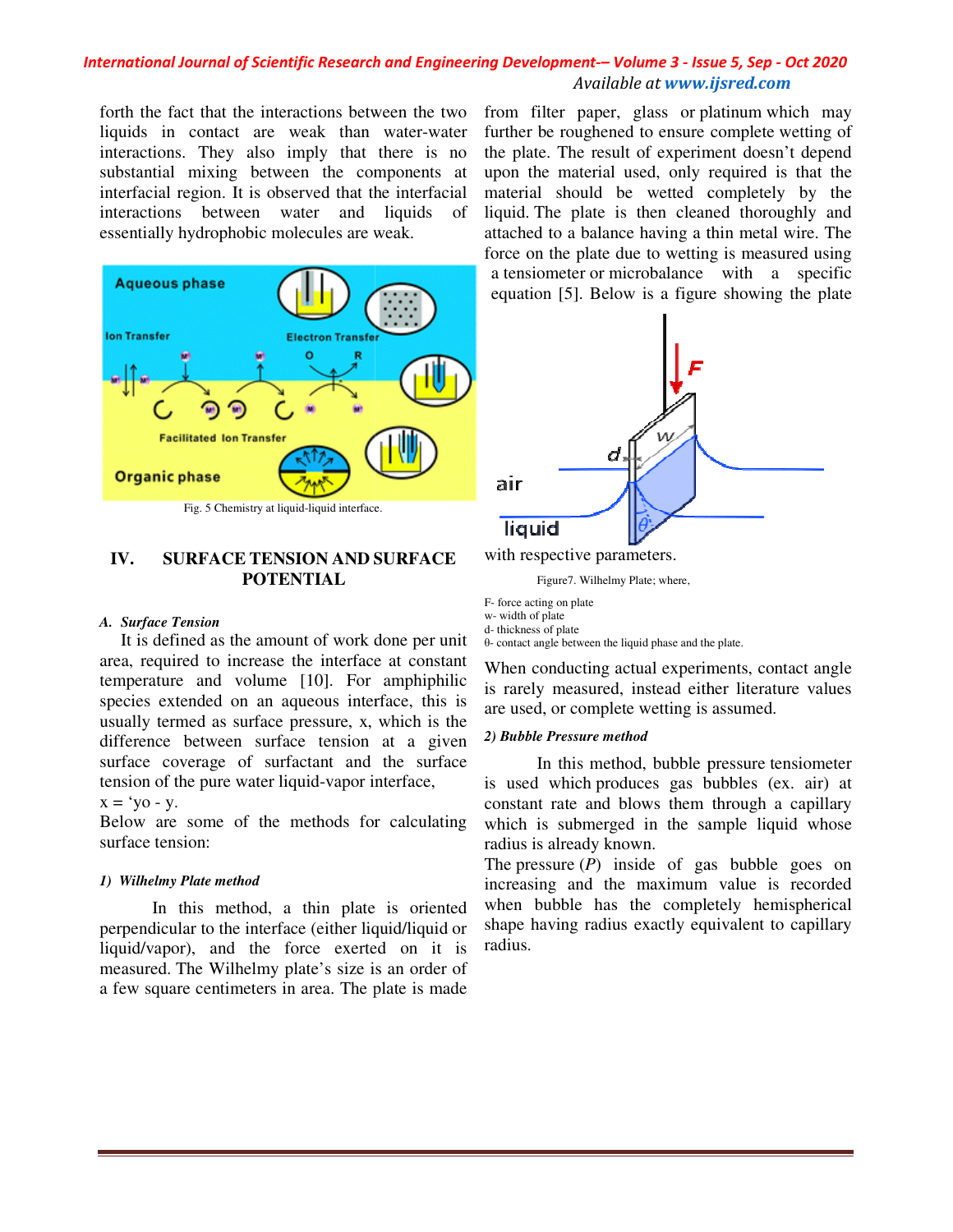forth the fact that the interactions between the two liquids in contact are weak than water-water interactions. They also imply that there is no substantial mixing between the components at interfacial region. It is observed that the interfacial interactions between water and liquids of essentially hydrophobic molecules are weak.

Fig. 5 Chemistry at liquid-liquid interface.

## IV. SURFACE TENSION AND SURFACE POTENTIAL

### *A. Surface Tension*

It is defined as the amount of work done per unit area, required to increase the interface at constant temperature and volume [10]. For amphiphilic species extended on an aqueous interface, this is usually termed as surface pressure, x, which is the difference between surface tension at a given surface coverage of surfactant and the surface tension of the pure water liquid-vapor interface,

x = 'yo - y.

Below are some of the methods for calculating surface tension:

#### *1) Wilhelmy Plate method*

In this method, a thin plate is oriented perpendicular to the interface (either liquid/liquid or liquid/vapor), and the force exerted on it is measured. The Wilhelmy plate's size is an order of a few square centimeters in area. The plate is made from filter paper, glass or platinum which may further be roughened to ensure complete wetting of the plate. The result of experiment doesn't depend upon the material used, only required is that the material should be wetted completely by the liquid. The plate is then cleaned thoroughly and attached to a balance having a thin metal wire. The force on the plate due to wetting is measured using a tensiometer or microbalance with a specific equation [5]. Below is a figure showing the plate with respective parameters.

Figure7. Wilhelmy Plate; where,

F- force acting on plate
w- width of plate
d- thickness of plate
θ- contact angle between the liquid phase and the plate.

When conducting actual experiments, contact angle is rarely measured, instead either literature values are used, or complete wetting is assumed.

#### *2) Bubble Pressure method*

In this method, bubble pressure tensiometer is used which produces gas bubbles (ex. air) at constant rate and blows them through a capillary which is submerged in the sample liquid whose radius is already known.

The pressure (*P*) inside of gas bubble goes on increasing and the maximum value is recorded when bubble has the completely hemispherical shape having radius exactly equivalent to capillary radius.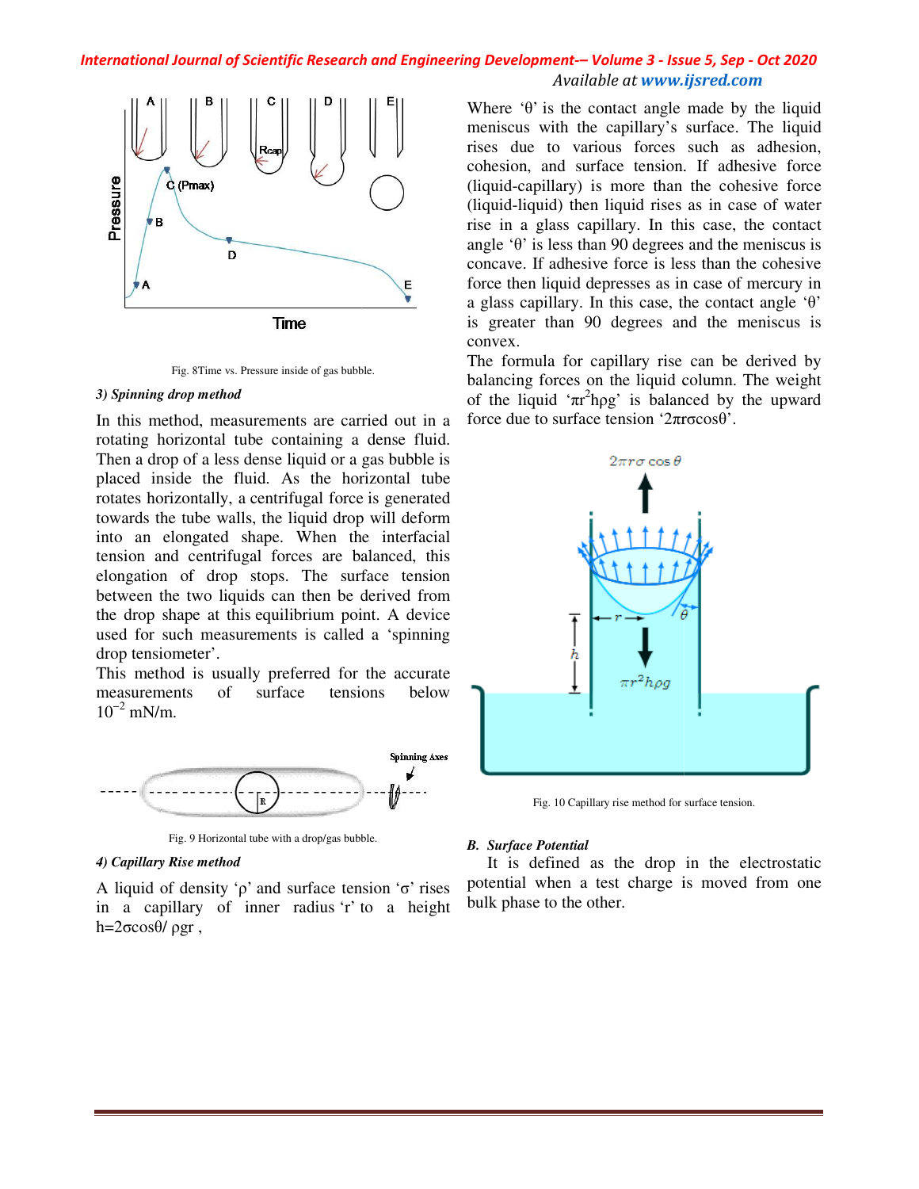Fig. 8Time vs. Pressure inside of gas bubble.

*3) Spinning drop method*

In this method, measurements are carried out in a rotating horizontal tube containing a dense fluid. Then a drop of a less dense liquid or a gas bubble is placed inside the fluid. As the horizontal tube rotates horizontally, a centrifugal force is generated towards the tube walls, the liquid drop will deform into an elongated shape. When the interfacial tension and centrifugal forces are balanced, this elongation of drop stops. The surface tension between the two liquids can then be derived from the drop shape at this equilibrium point. A device used for such measurements is called a 'spinning drop tensiometer'.

This method is usually preferred for the accurate measurements of surface tensions below $10^{-2}$ mN/m.

Fig. 9 Horizontal tube with a drop/gas bubble.

*4) Capillary Rise method*

A liquid of density 'ρ' and surface tension 'σ' rises in a capillary of inner radius 'r' to a height $h=2\sigma\cos\theta/\rho gr$ ,

Where 'θ' is the contact angle made by the liquid meniscus with the capillary's surface. The liquid rises due to various forces such as adhesion, cohesion, and surface tension. If adhesive force (liquid-capillary) is more than the cohesive force (liquid-liquid) then liquid rises as in case of water rise in a glass capillary. In this case, the contact angle 'θ' is less than 90 degrees and the meniscus is concave. If adhesive force is less than the cohesive force then liquid depresses as in case of mercury in a glass capillary. In this case, the contact angle 'θ' is greater than 90 degrees and the meniscus is convex.

The formula for capillary rise can be derived by balancing forces on the liquid column. The weight of the liquid '$\pi r^2 h\rho g$' is balanced by the upward force due to surface tension '$2\pi r\sigma\cos\theta$'.

Fig. 10 Capillary rise method for surface tension.

## B. Surface Potential

It is defined as the drop in the electrostatic potential when a test charge is moved from one bulk phase to the other.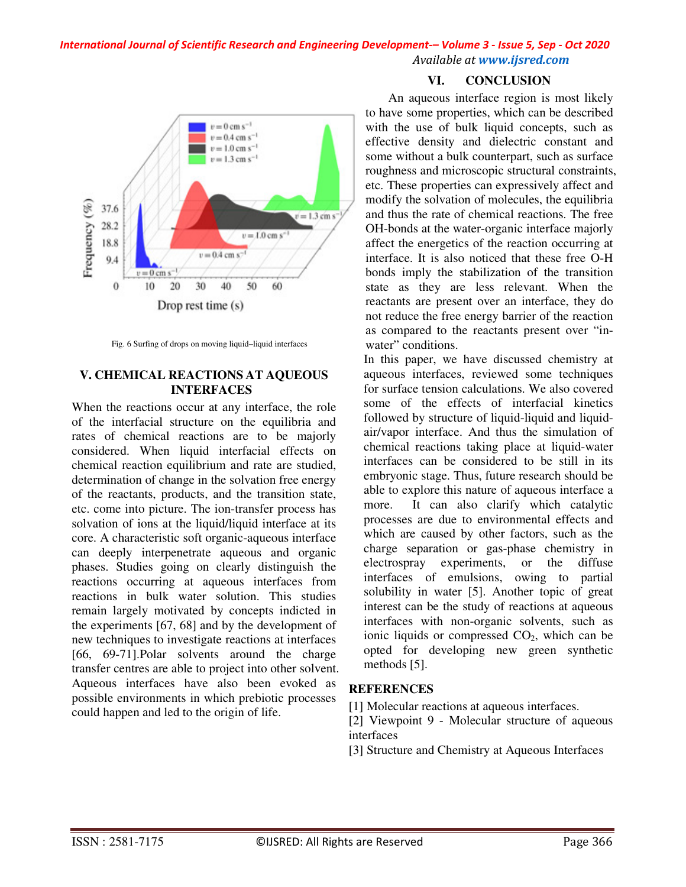Fig. 6 Surfing of drops on moving liquid–liquid interfaces

## V. CHEMICAL REACTIONS AT AQUEOUS INTERFACES

When the reactions occur at any interface, the role of the interfacial structure on the equilibria and rates of chemical reactions are to be majorly considered. When liquid interfacial effects on chemical reaction equilibrium and rate are studied, determination of change in the solvation free energy of the reactants, products, and the transition state, etc. come into picture. The ion-transfer process has solvation of ions at the liquid/liquid interface at its core. A characteristic soft organic-aqueous interface can deeply interpenetrate aqueous and organic phases. Studies going on clearly distinguish the reactions occurring at aqueous interfaces from reactions in bulk water solution. This studies remain largely motivated by concepts indicted in the experiments [67, 68] and by the development of new techniques to investigate reactions at interfaces [66, 69-71].Polar solvents around the charge transfer centres are able to project into other solvent. Aqueous interfaces have also been evoked as possible environments in which prebiotic processes could happen and led to the origin of life.

## VI. CONCLUSION

An aqueous interface region is most likely to have some properties, which can be described with the use of bulk liquid concepts, such as effective density and dielectric constant and some without a bulk counterpart, such as surface roughness and microscopic structural constraints, etc. These properties can expressively affect and modify the solvation of molecules, the equilibria and thus the rate of chemical reactions. The free OH-bonds at the water-organic interface majorly affect the energetics of the reaction occurring at interface. It is also noticed that these free O-H bonds imply the stabilization of the transition state as they are less relevant. When the reactants are present over an interface, they do not reduce the free energy barrier of the reaction as compared to the reactants present over "in-water" conditions.

In this paper, we have discussed chemistry at aqueous interfaces, reviewed some techniques for surface tension calculations. We also covered some of the effects of interfacial kinetics followed by structure of liquid-liquid and liquid-air/vapor interface. And thus the simulation of chemical reactions taking place at liquid-water interfaces can be considered to be still in its embryonic stage. Thus, future research should be able to explore this nature of aqueous interface a more. It can also clarify which catalytic processes are due to environmental effects and which are caused by other factors, such as the charge separation or gas-phase chemistry in electrospray experiments, or the diffuse interfaces of emulsions, owing to partial solubility in water [5]. Another topic of great interest can be the study of reactions at aqueous interfaces with non-organic solvents, such as ionic liquids or compressed $CO_2$, which can be opted for developing new green synthetic methods [5].

## REFERENCES

[1] Molecular reactions at aqueous interfaces.

[2] Viewpoint 9 - Molecular structure of aqueous interfaces

[3] Structure and Chemistry at Aqueous Interfaces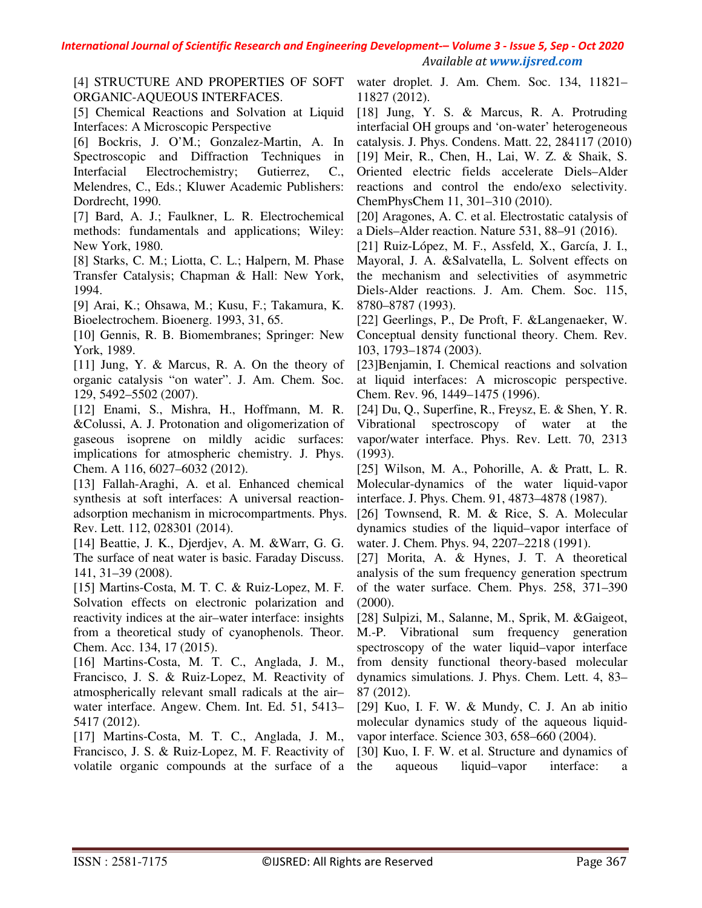[4] STRUCTURE AND PROPERTIES OF SOFT ORGANIC-AQUEOUS INTERFACES.

[5] Chemical Reactions and Solvation at Liquid Interfaces: A Microscopic Perspective

[6] Bockris, J. O'M.; Gonzalez-Martin, A. In Spectroscopic and Diffraction Techniques in Interfacial Electrochemistry; Gutierrez, C., Melendres, C., Eds.; Kluwer Academic Publishers: Dordrecht, 1990.

[7] Bard, A. J.; Faulkner, L. R. Electrochemical methods: fundamentals and applications; Wiley: New York, 1980.

[8] Starks, C. M.; Liotta, C. L.; Halpern, M. Phase Transfer Catalysis; Chapman & Hall: New York, 1994.

[9] Arai, K.; Ohsawa, M.; Kusu, F.; Takamura, K. Bioelectrochem. Bioenerg. 1993, 31, 65.

[10] Gennis, R. B. Biomembranes; Springer: New York, 1989.

[11] Jung, Y. & Marcus, R. A. On the theory of organic catalysis "on water". J. Am. Chem. Soc. 129, 5492–5502 (2007).

[12] Enami, S., Mishra, H., Hoffmann, M. R. &Colussi, A. J. Protonation and oligomerization of gaseous isoprene on mildly acidic surfaces: implications for atmospheric chemistry. J. Phys. Chem. A 116, 6027–6032 (2012).

[13] Fallah-Araghi, A. et al. Enhanced chemical synthesis at soft interfaces: A universal reaction-adsorption mechanism in microcompartments. Phys. Rev. Lett. 112, 028301 (2014).

[14] Beattie, J. K., Djerdjev, A. M. &Warr, G. G. The surface of neat water is basic. Faraday Discuss. 141, 31–39 (2008).

[15] Martins-Costa, M. T. C. & Ruiz-Lopez, M. F. Solvation effects on electronic polarization and reactivity indices at the air–water interface: insights from a theoretical study of cyanophenols. Theor. Chem. Acc. 134, 17 (2015).

[16] Martins-Costa, M. T. C., Anglada, J. M., Francisco, J. S. & Ruiz-Lopez, M. Reactivity of atmospherically relevant small radicals at the air–water interface. Angew. Chem. Int. Ed. 51, 5413–5417 (2012).

[17] Martins-Costa, M. T. C., Anglada, J. M., Francisco, J. S. & Ruiz-Lopez, M. F. Reactivity of volatile organic compounds at the surface of a water droplet. J. Am. Chem. Soc. 134, 11821–11827 (2012).

[18] Jung, Y. S. & Marcus, R. A. Protruding interfacial OH groups and 'on-water' heterogeneous catalysis. J. Phys. Condens. Matt. 22, 284117 (2010)

[19] Meir, R., Chen, H., Lai, W. Z. & Shaik, S. Oriented electric fields accelerate Diels–Alder reactions and control the endo/exo selectivity. ChemPhysChem 11, 301–310 (2010).

[20] Aragones, A. C. et al. Electrostatic catalysis of a Diels–Alder reaction. Nature 531, 88–91 (2016).

[21] Ruiz-López, M. F., Assfeld, X., García, J. I., Mayoral, J. A. &Salvatella, L. Solvent effects on the mechanism and selectivities of asymmetric Diels-Alder reactions. J. Am. Chem. Soc. 115, 8780–8787 (1993).

[22] Geerlings, P., De Proft, F. &Langenaeker, W. Conceptual density functional theory. Chem. Rev. 103, 1793–1874 (2003).

[23]Benjamin, I. Chemical reactions and solvation at liquid interfaces: A microscopic perspective. Chem. Rev. 96, 1449–1475 (1996).

[24] Du, Q., Superfine, R., Freysz, E. & Shen, Y. R. Vibrational spectroscopy of water at the vapor/water interface. Phys. Rev. Lett. 70, 2313 (1993).

[25] Wilson, M. A., Pohorille, A. & Pratt, L. R. Molecular-dynamics of the water liquid-vapor interface. J. Phys. Chem. 91, 4873–4878 (1987).

[26] Townsend, R. M. & Rice, S. A. Molecular dynamics studies of the liquid–vapor interface of water. J. Chem. Phys. 94, 2207–2218 (1991).

[27] Morita, A. & Hynes, J. T. A theoretical analysis of the sum frequency generation spectrum of the water surface. Chem. Phys. 258, 371–390 (2000).

[28] Sulpizi, M., Salanne, M., Sprik, M. &Gaigeot, M.-P. Vibrational sum frequency generation spectroscopy of the water liquid–vapor interface from density functional theory-based molecular dynamics simulations. J. Phys. Chem. Lett. 4, 83–87 (2012).

[29] Kuo, I. F. W. & Mundy, C. J. An ab initio molecular dynamics study of the aqueous liquid-vapor interface. Science 303, 658–660 (2004).

[30] Kuo, I. F. W. et al. Structure and dynamics of the aqueous liquid–vapor interface: a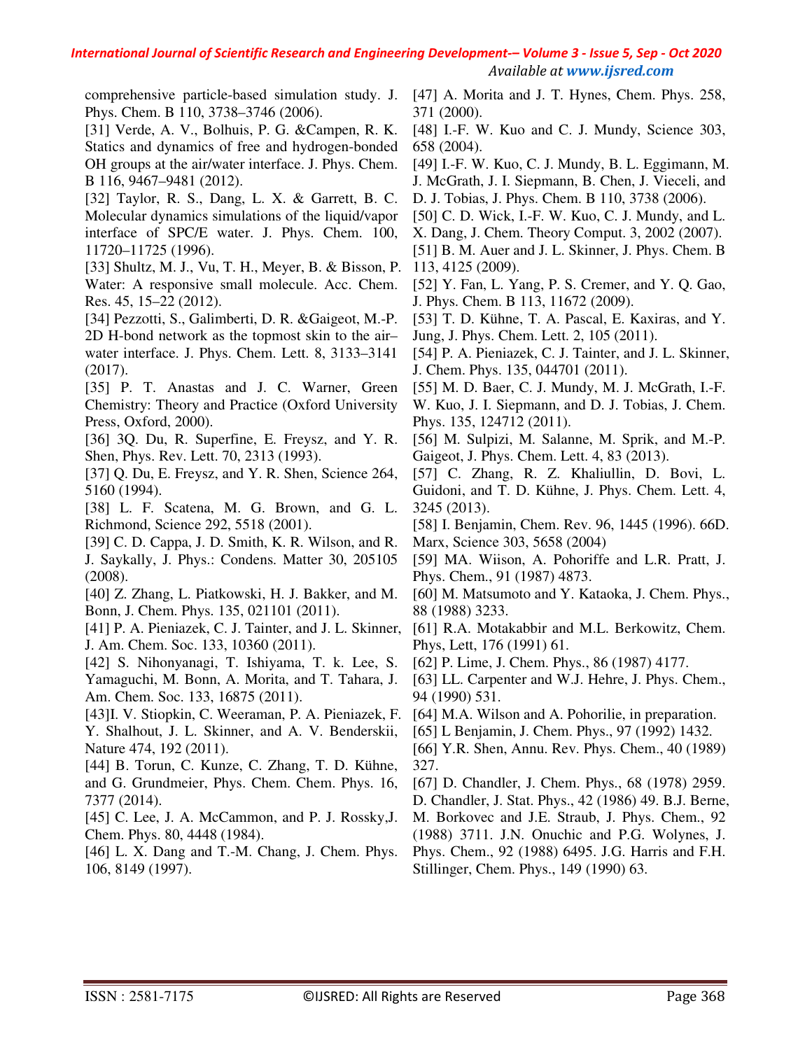comprehensive particle-based simulation study. J. Phys. Chem. B 110, 3738–3746 (2006).

[31] Verde, A. V., Bolhuis, P. G. &Campen, R. K. Statics and dynamics of free and hydrogen-bonded OH groups at the air/water interface. J. Phys. Chem. B 116, 9467–9481 (2012).

[32] Taylor, R. S., Dang, L. X. & Garrett, B. C. Molecular dynamics simulations of the liquid/vapor interface of SPC/E water. J. Phys. Chem. 100, 11720–11725 (1996).

[33] Shultz, M. J., Vu, T. H., Meyer, B. & Bisson, P. Water: A responsive small molecule. Acc. Chem. Res. 45, 15–22 (2012).

[34] Pezzotti, S., Galimberti, D. R. &Gaigeot, M.-P. 2D H-bond network as the topmost skin to the air–water interface. J. Phys. Chem. Lett. 8, 3133–3141 (2017).

[35] P. T. Anastas and J. C. Warner, Green Chemistry: Theory and Practice (Oxford University Press, Oxford, 2000).

[36] 3Q. Du, R. Superfine, E. Freysz, and Y. R. Shen, Phys. Rev. Lett. 70, 2313 (1993).

[37] Q. Du, E. Freysz, and Y. R. Shen, Science 264, 5160 (1994).

[38] L. F. Scatena, M. G. Brown, and G. L. Richmond, Science 292, 5518 (2001).

[39] C. D. Cappa, J. D. Smith, K. R. Wilson, and R. J. Saykally, J. Phys.: Condens. Matter 30, 205105 (2008).

[40] Z. Zhang, L. Piatkowski, H. J. Bakker, and M. Bonn, J. Chem. Phys. 135, 021101 (2011).

[41] P. A. Pieniazek, C. J. Tainter, and J. L. Skinner, J. Am. Chem. Soc. 133, 10360 (2011).

[42] S. Nihonyanagi, T. Ishiyama, T. k. Lee, S. Yamaguchi, M. Bonn, A. Morita, and T. Tahara, J. Am. Chem. Soc. 133, 16875 (2011).

[43]I. V. Stiopkin, C. Weeraman, P. A. Pieniazek, F. Y. Shalhout, J. L. Skinner, and A. V. Benderskii, Nature 474, 192 (2011).

[44] B. Torun, C. Kunze, C. Zhang, T. D. Kühne, and G. Grundmeier, Phys. Chem. Chem. Phys. 16, 7377 (2014).

[45] C. Lee, J. A. McCammon, and P. J. Rossky,J. Chem. Phys. 80, 4448 (1984).

[46] L. X. Dang and T.-M. Chang, J. Chem. Phys. 106, 8149 (1997).

[47] A. Morita and J. T. Hynes, Chem. Phys. 258, 371 (2000).

[48] I.-F. W. Kuo and C. J. Mundy, Science 303, 658 (2004).

[49] I.-F. W. Kuo, C. J. Mundy, B. L. Eggimann, M. J. McGrath, J. I. Siepmann, B. Chen, J. Vieceli, and D. J. Tobias, J. Phys. Chem. B 110, 3738 (2006).

[50] C. D. Wick, I.-F. W. Kuo, C. J. Mundy, and L. X. Dang, J. Chem. Theory Comput. 3, 2002 (2007).

[51] B. M. Auer and J. L. Skinner, J. Phys. Chem. B 113, 4125 (2009).

[52] Y. Fan, L. Yang, P. S. Cremer, and Y. Q. Gao, J. Phys. Chem. B 113, 11672 (2009).

[53] T. D. Kühne, T. A. Pascal, E. Kaxiras, and Y. Jung, J. Phys. Chem. Lett. 2, 105 (2011).

[54] P. A. Pieniazek, C. J. Tainter, and J. L. Skinner, J. Chem. Phys. 135, 044701 (2011).

[55] M. D. Baer, C. J. Mundy, M. J. McGrath, I.-F. W. Kuo, J. I. Siepmann, and D. J. Tobias, J. Chem. Phys. 135, 124712 (2011).

[56] M. Sulpizi, M. Salanne, M. Sprik, and M.-P. Gaigeot, J. Phys. Chem. Lett. 4, 83 (2013).

[57] C. Zhang, R. Z. Khaliullin, D. Bovi, L. Guidoni, and T. D. Kühne, J. Phys. Chem. Lett. 4, 3245 (2013).

[58] I. Benjamin, Chem. Rev. 96, 1445 (1996). 66D. Marx, Science 303, 5658 (2004)

[59] MA. Wiison, A. Pohoriffe and L.R. Pratt, J. Phys. Chem., 91 (1987) 4873.

[60] M. Matsumoto and Y. Kataoka, J. Chem. Phys., 88 (1988) 3233.

[61] R.A. Motakabbir and M.L. Berkowitz, Chem. Phys, Lett, 176 (1991) 61.

[62] P. Lime, J. Chem. Phys., 86 (1987) 4177.

[63] LL. Carpenter and W.J. Hehre, J. Phys. Chem., 94 (1990) 531.

[64] M.A. Wilson and A. Pohorilie, in preparation.

[65] L Benjamin, J. Chem. Phys., 97 (1992) 1432.

[66] Y.R. Shen, Annu. Rev. Phys. Chem., 40 (1989) 327.

[67] D. Chandler, J. Chem. Phys., 68 (1978) 2959. D. Chandler, J. Stat. Phys., 42 (1986) 49. B.J. Berne, M. Borkovec and J.E. Straub, J. Phys. Chem., 92 (1988) 3711. J.N. Onuchic and P.G. Wolynes, J. Phys. Chem., 92 (1988) 6495. J.G. Harris and F.H. Stillinger, Chem. Phys., 149 (1990) 63.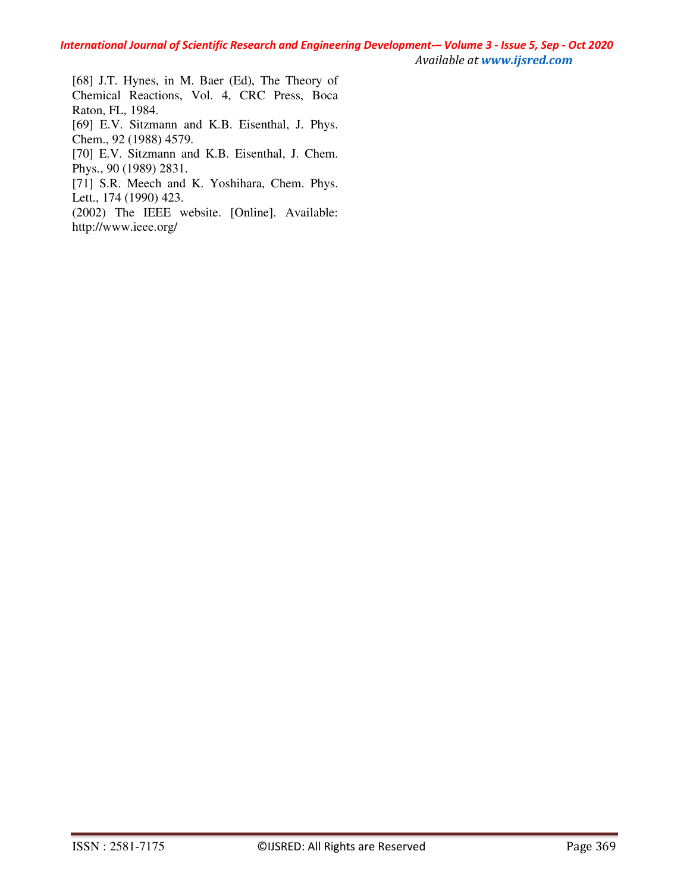[68] J.T. Hynes, in M. Baer (Ed), The Theory of Chemical Reactions, Vol. 4, CRC Press, Boca Raton, FL, 1984.

[69] E.V. Sitzmann and K.B. Eisenthal, J. Phys. Chem., 92 (1988) 4579.

[70] E.V. Sitzmann and K.B. Eisenthal, J. Chem. Phys., 90 (1989) 2831.

[71] S.R. Meech and K. Yoshihara, Chem. Phys. Lett., 174 (1990) 423.

(2002) The IEEE website. [Online]. Available: http://www.ieee.org/